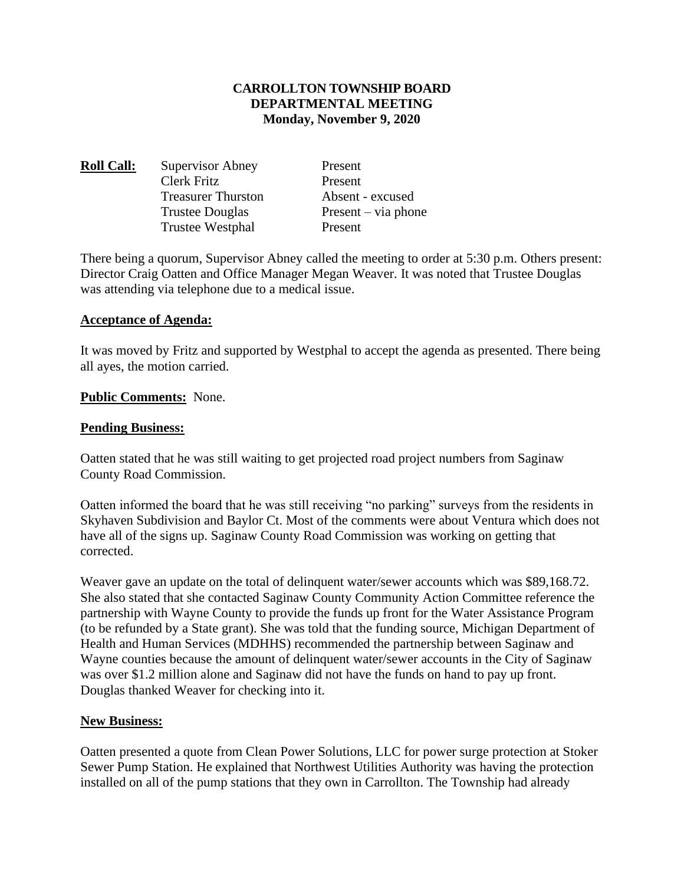**CARROLLTON TOWNSHIP BOARD**
**DEPARTMENTAL MEETING**
**Monday, November 9, 2020**

| **Roll Call:** | Supervisor Abney | Present |
|---|---|---|
| | Clerk Fritz | Present |
| | Treasurer Thurston | Absent - excused |
| | Trustee Douglas | Present – via phone |
| | Trustee Westphal | Present |

There being a quorum, Supervisor Abney called the meeting to order at 5:30 p.m. Others present: Director Craig Oatten and Office Manager Megan Weaver. It was noted that Trustee Douglas was attending via telephone due to a medical issue.

**Acceptance of Agenda:**

It was moved by Fritz and supported by Westphal to accept the agenda as presented. There being all ayes, the motion carried.

**Public Comments:** None.

**Pending Business:**

Oatten stated that he was still waiting to get projected road project numbers from Saginaw County Road Commission.

Oatten informed the board that he was still receiving "no parking" surveys from the residents in Skyhaven Subdivision and Baylor Ct. Most of the comments were about Ventura which does not have all of the signs up. Saginaw County Road Commission was working on getting that corrected.

Weaver gave an update on the total of delinquent water/sewer accounts which was $89,168.72. She also stated that she contacted Saginaw County Community Action Committee reference the partnership with Wayne County to provide the funds up front for the Water Assistance Program (to be refunded by a State grant). She was told that the funding source, Michigan Department of Health and Human Services (MDHHS) recommended the partnership between Saginaw and Wayne counties because the amount of delinquent water/sewer accounts in the City of Saginaw was over $1.2 million alone and Saginaw did not have the funds on hand to pay up front. Douglas thanked Weaver for checking into it.

**New Business:**

Oatten presented a quote from Clean Power Solutions, LLC for power surge protection at Stoker Sewer Pump Station. He explained that Northwest Utilities Authority was having the protection installed on all of the pump stations that they own in Carrollton. The Township had already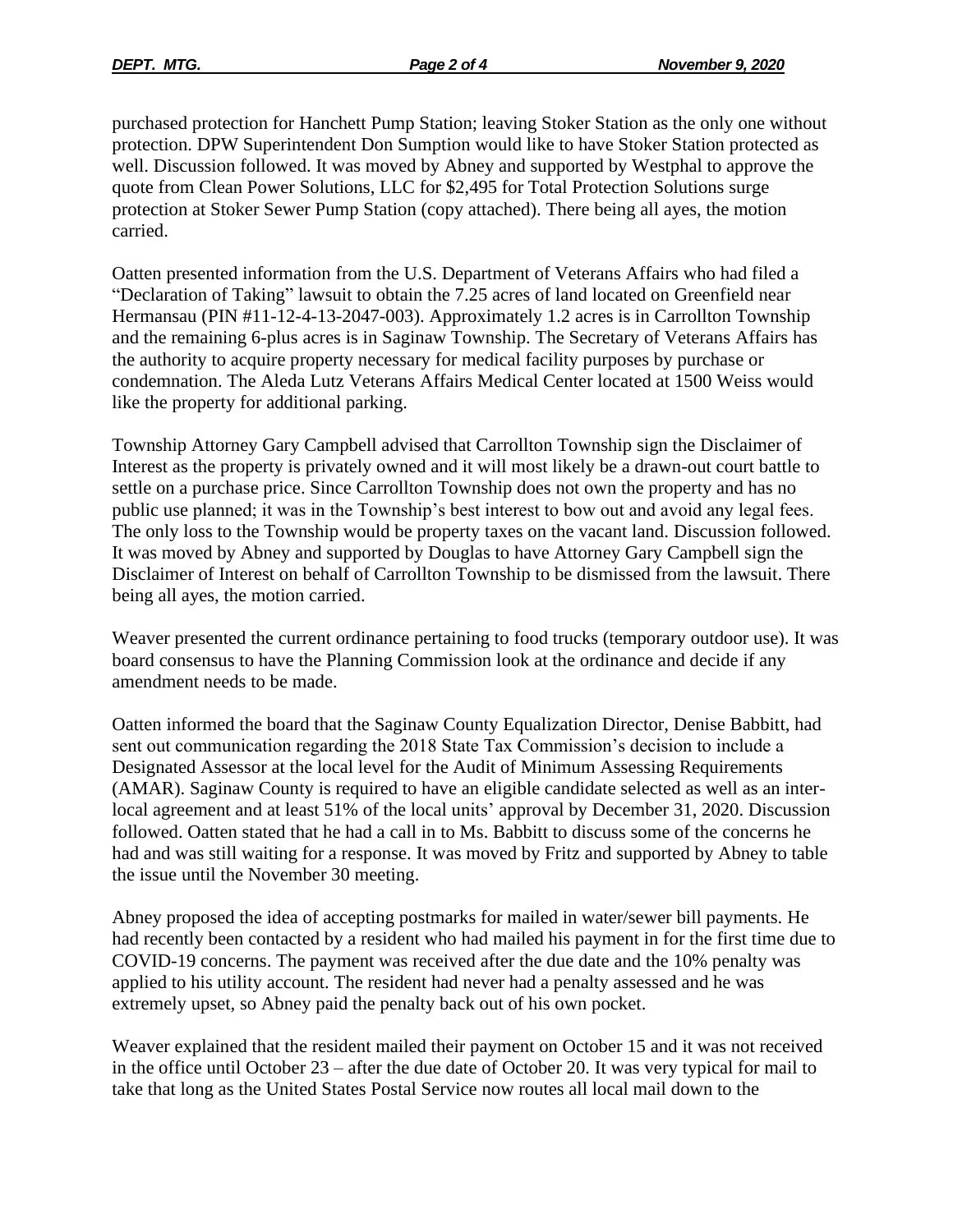purchased protection for Hanchett Pump Station; leaving Stoker Station as the only one without protection. DPW Superintendent Don Sumption would like to have Stoker Station protected as well. Discussion followed. It was moved by Abney and supported by Westphal to approve the quote from Clean Power Solutions, LLC for $2,495 for Total Protection Solutions surge protection at Stoker Sewer Pump Station (copy attached). There being all ayes, the motion carried.

Oatten presented information from the U.S. Department of Veterans Affairs who had filed a "Declaration of Taking" lawsuit to obtain the 7.25 acres of land located on Greenfield near Hermansau (PIN #11-12-4-13-2047-003). Approximately 1.2 acres is in Carrollton Township and the remaining 6-plus acres is in Saginaw Township. The Secretary of Veterans Affairs has the authority to acquire property necessary for medical facility purposes by purchase or condemnation. The Aleda Lutz Veterans Affairs Medical Center located at 1500 Weiss would like the property for additional parking.

Township Attorney Gary Campbell advised that Carrollton Township sign the Disclaimer of Interest as the property is privately owned and it will most likely be a drawn-out court battle to settle on a purchase price. Since Carrollton Township does not own the property and has no public use planned; it was in the Township's best interest to bow out and avoid any legal fees. The only loss to the Township would be property taxes on the vacant land. Discussion followed. It was moved by Abney and supported by Douglas to have Attorney Gary Campbell sign the Disclaimer of Interest on behalf of Carrollton Township to be dismissed from the lawsuit. There being all ayes, the motion carried.

Weaver presented the current ordinance pertaining to food trucks (temporary outdoor use). It was board consensus to have the Planning Commission look at the ordinance and decide if any amendment needs to be made.

Oatten informed the board that the Saginaw County Equalization Director, Denise Babbitt, had sent out communication regarding the 2018 State Tax Commission's decision to include a Designated Assessor at the local level for the Audit of Minimum Assessing Requirements (AMAR). Saginaw County is required to have an eligible candidate selected as well as an inter-local agreement and at least 51% of the local units' approval by December 31, 2020. Discussion followed. Oatten stated that he had a call in to Ms. Babbitt to discuss some of the concerns he had and was still waiting for a response. It was moved by Fritz and supported by Abney to table the issue until the November 30 meeting.

Abney proposed the idea of accepting postmarks for mailed in water/sewer bill payments. He had recently been contacted by a resident who had mailed his payment in for the first time due to COVID-19 concerns. The payment was received after the due date and the 10% penalty was applied to his utility account. The resident had never had a penalty assessed and he was extremely upset, so Abney paid the penalty back out of his own pocket.

Weaver explained that the resident mailed their payment on October 15 and it was not received in the office until October 23 – after the due date of October 20. It was very typical for mail to take that long as the United States Postal Service now routes all local mail down to the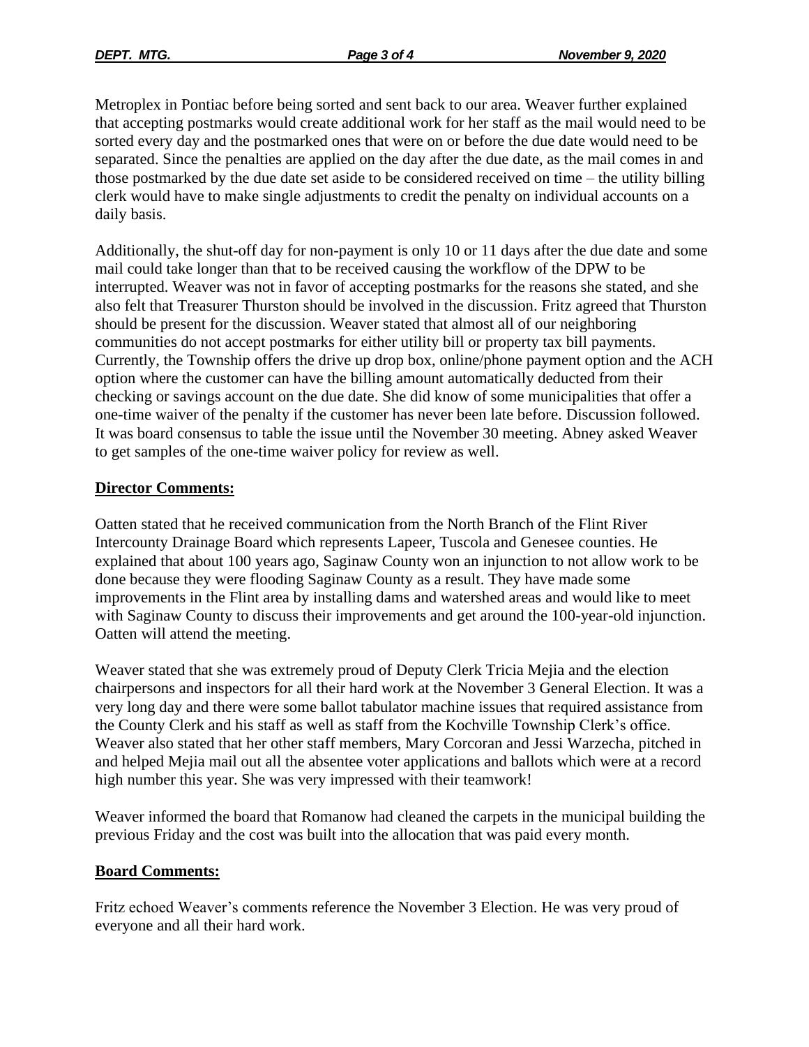Metroplex in Pontiac before being sorted and sent back to our area. Weaver further explained that accepting postmarks would create additional work for her staff as the mail would need to be sorted every day and the postmarked ones that were on or before the due date would need to be separated. Since the penalties are applied on the day after the due date, as the mail comes in and those postmarked by the due date set aside to be considered received on time – the utility billing clerk would have to make single adjustments to credit the penalty on individual accounts on a daily basis.

Additionally, the shut-off day for non-payment is only 10 or 11 days after the due date and some mail could take longer than that to be received causing the workflow of the DPW to be interrupted. Weaver was not in favor of accepting postmarks for the reasons she stated, and she also felt that Treasurer Thurston should be involved in the discussion. Fritz agreed that Thurston should be present for the discussion. Weaver stated that almost all of our neighboring communities do not accept postmarks for either utility bill or property tax bill payments. Currently, the Township offers the drive up drop box, online/phone payment option and the ACH option where the customer can have the billing amount automatically deducted from their checking or savings account on the due date. She did know of some municipalities that offer a one-time waiver of the penalty if the customer has never been late before. Discussion followed. It was board consensus to table the issue until the November 30 meeting. Abney asked Weaver to get samples of the one-time waiver policy for review as well.

**Director Comments:**

Oatten stated that he received communication from the North Branch of the Flint River Intercounty Drainage Board which represents Lapeer, Tuscola and Genesee counties. He explained that about 100 years ago, Saginaw County won an injunction to not allow work to be done because they were flooding Saginaw County as a result. They have made some improvements in the Flint area by installing dams and watershed areas and would like to meet with Saginaw County to discuss their improvements and get around the 100-year-old injunction. Oatten will attend the meeting.

Weaver stated that she was extremely proud of Deputy Clerk Tricia Mejia and the election chairpersons and inspectors for all their hard work at the November 3 General Election. It was a very long day and there were some ballot tabulator machine issues that required assistance from the County Clerk and his staff as well as staff from the Kochville Township Clerk's office. Weaver also stated that her other staff members, Mary Corcoran and Jessi Warzecha, pitched in and helped Mejia mail out all the absentee voter applications and ballots which were at a record high number this year. She was very impressed with their teamwork!

Weaver informed the board that Romanow had cleaned the carpets in the municipal building the previous Friday and the cost was built into the allocation that was paid every month.

**Board Comments:**

Fritz echoed Weaver's comments reference the November 3 Election. He was very proud of everyone and all their hard work.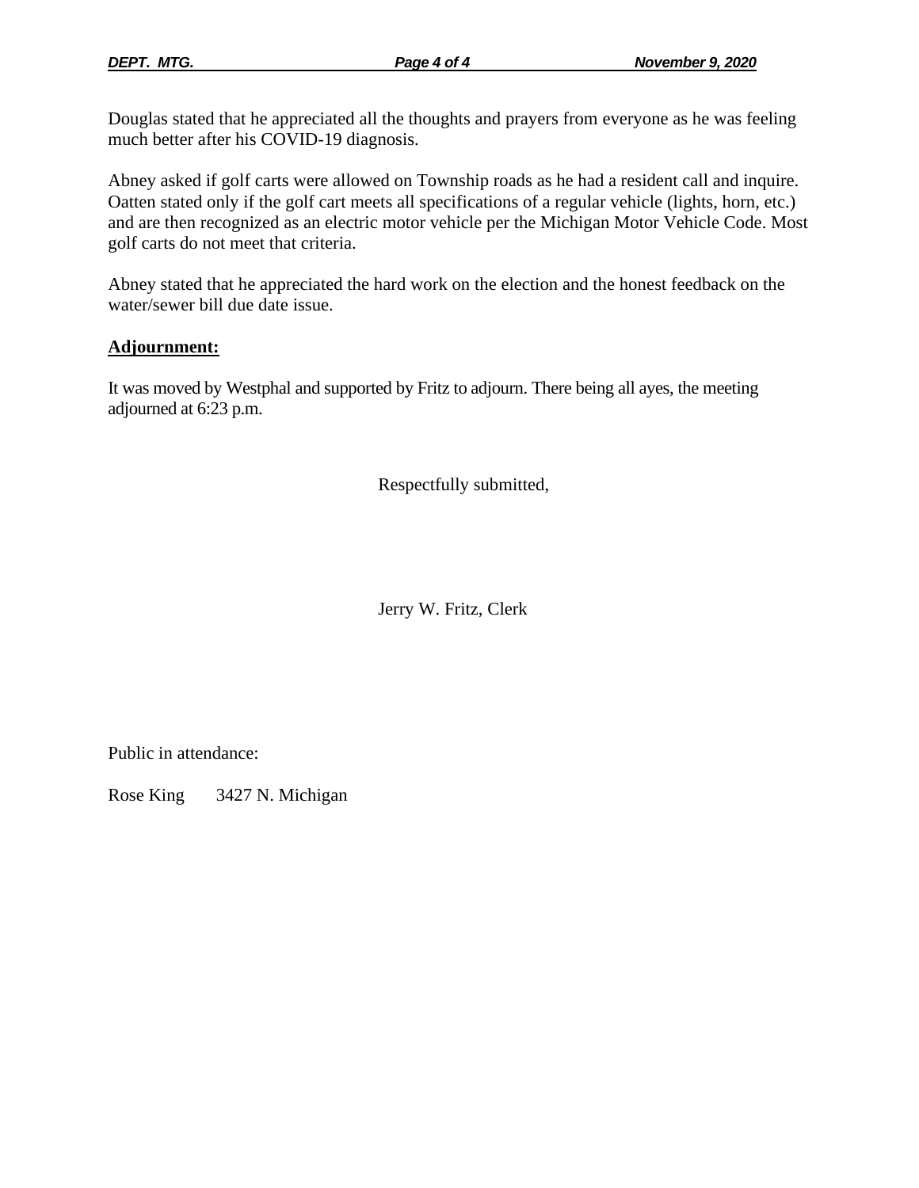Douglas stated that he appreciated all the thoughts and prayers from everyone as he was feeling much better after his COVID-19 diagnosis.

Abney asked if golf carts were allowed on Township roads as he had a resident call and inquire. Oatten stated only if the golf cart meets all specifications of a regular vehicle (lights, horn, etc.) and are then recognized as an electric motor vehicle per the Michigan Motor Vehicle Code. Most golf carts do not meet that criteria.

Abney stated that he appreciated the hard work on the election and the honest feedback on the water/sewer bill due date issue.

**Adjournment:**

It was moved by Westphal and supported by Fritz to adjourn. There being all ayes, the meeting adjourned at 6:23 p.m.

Respectfully submitted,

Jerry W. Fritz, Clerk

Public in attendance:

Rose King 3427 N. Michigan